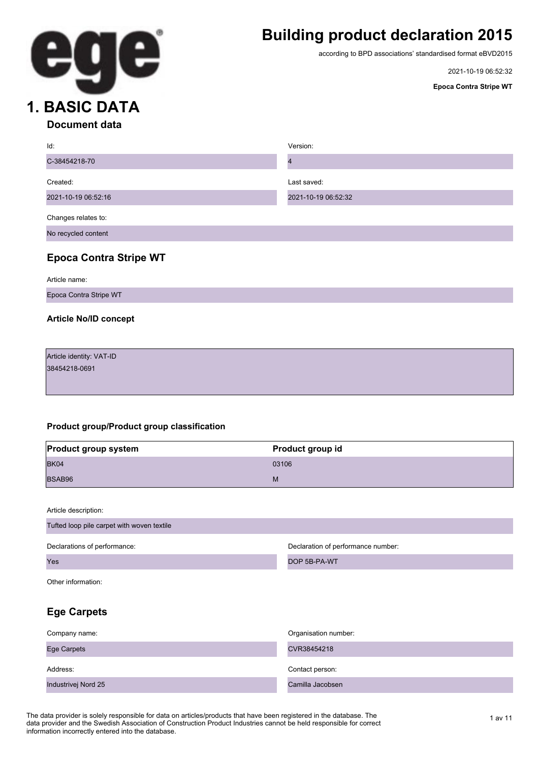# Building product declaration 2015

according to BPD associations' standardised format eBVD2015

2021-10-19 06:52:32

**Epoca Contra Stripe WT**

# 1. BASIC DATA

## Document data

| Id: | Version: |
|---|---|
| C-38454218-70 | 4 |
| **Created:** | **Last saved:** |
| 2021-10-19 06:52:16 | 2021-10-19 06:52:32 |

Changes relates to:

No recycled content

## Epoca Contra Stripe WT

Article name:

Epoca Contra Stripe WT

### Article No/ID concept

Article identity: VAT-ID
38454218-0691

### Product group/Product group classification

| Product group system | Product group id |
|---|---|
| BK04 | 03106 |
| BSAB96 | M |

Article description:

Tufted loop pile carpet with woven textile

| Declarations of performance: | Declaration of performance number: |
|---|---|
| Yes | DOP 5B-PA-WT |

Other information:

## Ege Carpets

| Company name: | Organisation number: |
|---|---|
| Ege Carpets | CVR38454218 |
| **Address:** | **Contact person:** |
| Industrivej Nord 25 | Camilla Jacobsen |

The data provider is solely responsible for data on articles/products that have been registered in the database. The data provider and the Swedish Association of Construction Product Industries cannot be held responsible for correct information incorrectly entered into the database.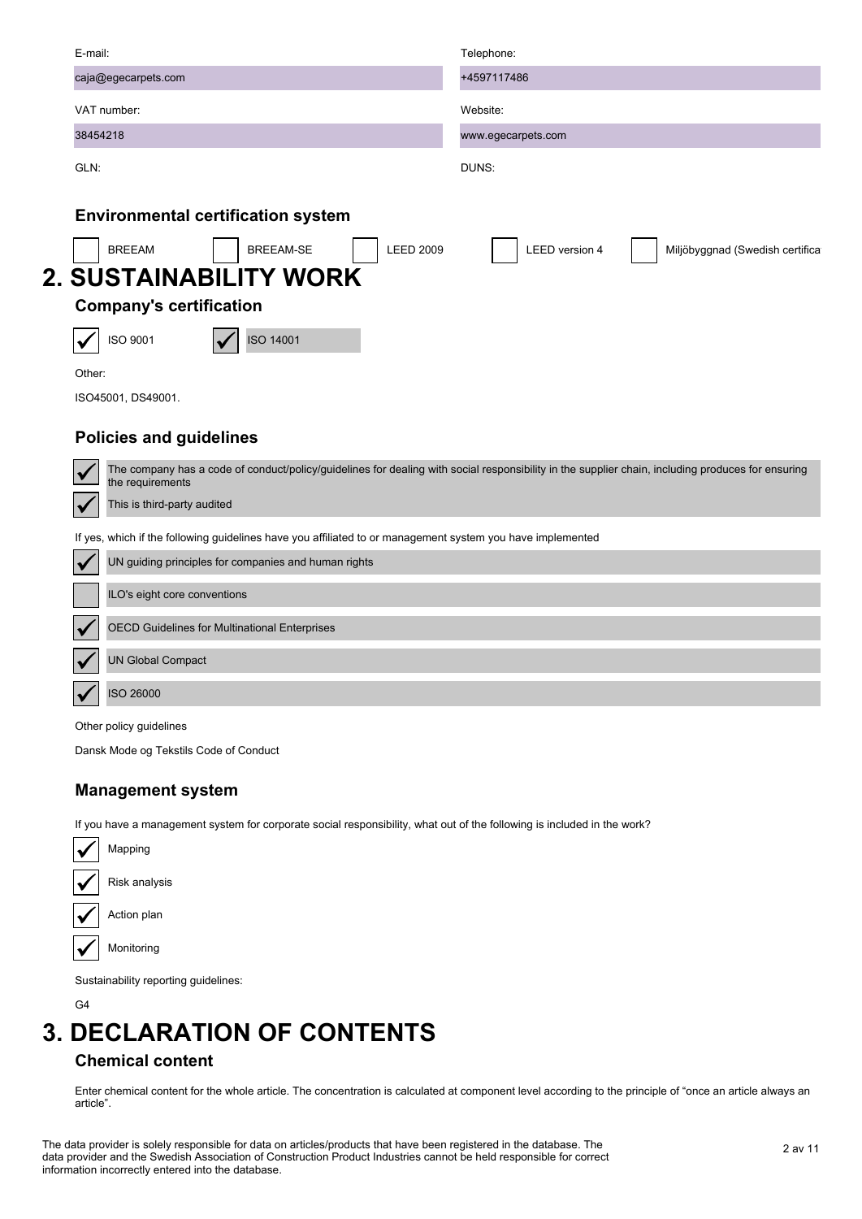E-mail: caja@egecarpets.com

Telephone: +4597117486

VAT number: 38454218

Website: www.egecarpets.com

GLN:

DUNS:

### Environmental certification system

- [ ] BREEAM
- [ ] BREEAM-SE
- [ ] LEED 2009
- [ ] LEED version 4
- [ ] Miljöbyggnad (Swedish certifica

# 2. SUSTAINABILITY WORK

### Company's certification

- [x] ISO 9001
- [x] ISO 14001

Other:

ISO45001, DS49001.

### Policies and guidelines

- [x] The company has a code of conduct/policy/guidelines for dealing with social responsibility in the supplier chain, including produces for ensuring the requirements
- [x] This is third-party audited

If yes, which if the following guidelines have you affiliated to or management system you have implemented

- [x] UN guiding principles for companies and human rights
- [ ] ILO's eight core conventions
- [x] OECD Guidelines for Multinational Enterprises
- [x] UN Global Compact
- [x] ISO 26000

Other policy guidelines

Dansk Mode og Tekstils Code of Conduct

### Management system

If you have a management system for corporate social responsibility, what out of the following is included in the work?

- [x] Mapping
- [x] Risk analysis
- [x] Action plan
- [x] Monitoring

Sustainability reporting guidelines:

G4

# 3. DECLARATION OF CONTENTS

### Chemical content

Enter chemical content for the whole article. The concentration is calculated at component level according to the principle of "once an article always an article".

The data provider is solely responsible for data on articles/products that have been registered in the database. The data provider and the Swedish Association of Construction Product Industries cannot be held responsible for correct information incorrectly entered into the database.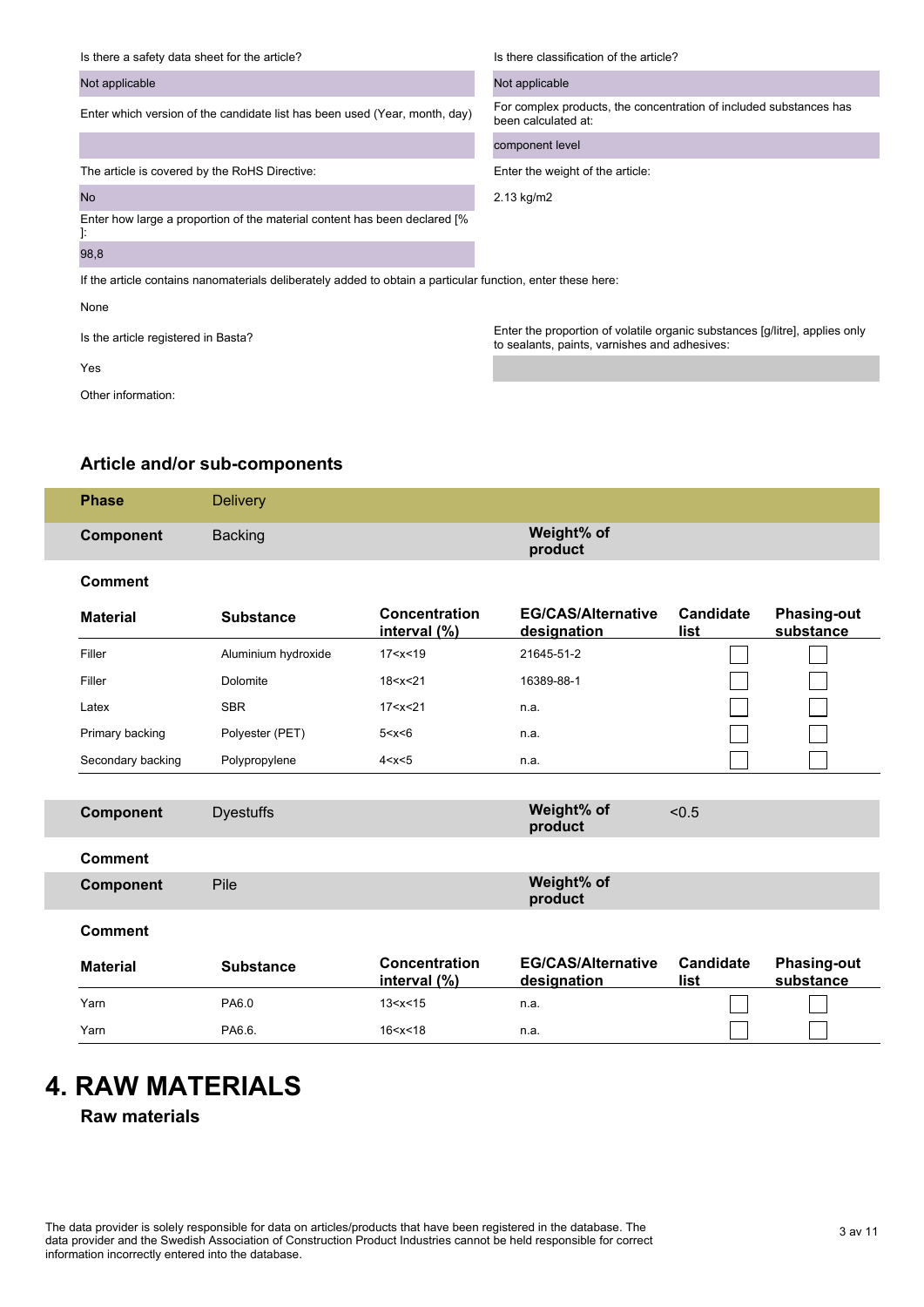Is there a safety data sheet for the article?

Not applicable

Is there classification of the article?

Not applicable

Enter which version of the candidate list has been used (Year, month, day)

For complex products, the concentration of included substances has been calculated at:

component level

The article is covered by the RoHS Directive:

No

Enter the weight of the article:

2.13 kg/m2

Enter how large a proportion of the material content has been declared [% ]:

98,8

If the article contains nanomaterials deliberately added to obtain a particular function, enter these here:

None

Is the article registered in Basta?

Yes

Enter the proportion of volatile organic substances [g/litre], applies only to sealants, paints, varnishes and adhesives:

Other information:

## Article and/or sub-components

**Phase** Delivery

**Component** Backing — **Weight% of product**

**Comment**

| Material | Substance | Concentration interval (%) | EG/CAS/Alternative designation | Candidate list | Phasing-out substance |
|---|---|---|---|---|---|
| Filler | Aluminium hydroxide | 17<x<19 | 21645-51-2 | ☐ | ☐ |
| Filler | Dolomite | 18<x<21 | 16389-88-1 | ☐ | ☐ |
| Latex | SBR | 17<x<21 | n.a. | ☐ | ☐ |
| Primary backing | Polyester (PET) | 5<x<6 | n.a. | ☐ | ☐ |
| Secondary backing | Polypropylene | 4<x<5 | n.a. | ☐ | ☐ |

**Component** Dyestuffs — **Weight% of product** <0.5

**Comment**

**Component** Pile — **Weight% of product**

**Comment**

| Material | Substance | Concentration interval (%) | EG/CAS/Alternative designation | Candidate list | Phasing-out substance |
|---|---|---|---|---|---|
| Yarn | PA6.0 | 13<x<15 | n.a. | ☐ | ☐ |
| Yarn | PA6.6. | 16<x<18 | n.a. | ☐ | ☐ |

# 4. RAW MATERIALS

### Raw materials

The data provider is solely responsible for data on articles/products that have been registered in the database. The data provider and the Swedish Association of Construction Product Industries cannot be held responsible for correct information incorrectly entered into the database.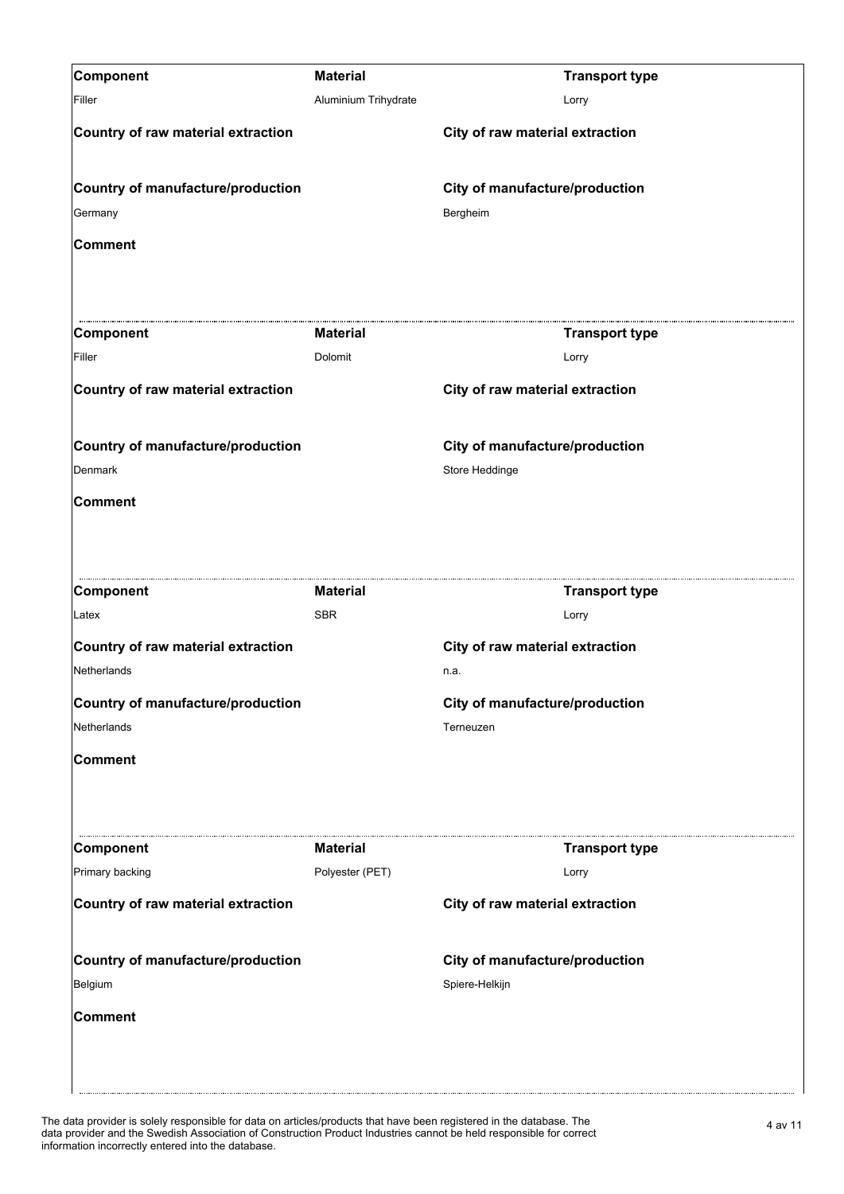**Component**: Filler

**Material**: Aluminium Trihydrate

**Transport type**: Lorry

**Country of raw material extraction**

**City of raw material extraction**

**Country of manufacture/production**: Germany

**City of manufacture/production**: Bergheim

**Comment**

---

**Component**: Filler

**Material**: Dolomit

**Transport type**: Lorry

**Country of raw material extraction**

**City of raw material extraction**

**Country of manufacture/production**: Denmark

**City of manufacture/production**: Store Heddinge

**Comment**

---

**Component**: Latex

**Material**: SBR

**Transport type**: Lorry

**Country of raw material extraction**: Netherlands

**City of raw material extraction**: n.a.

**Country of manufacture/production**: Netherlands

**City of manufacture/production**: Terneuzen

**Comment**

---

**Component**: Primary backing

**Material**: Polyester (PET)

**Transport type**: Lorry

**Country of raw material extraction**

**City of raw material extraction**

**Country of manufacture/production**: Belgium

**City of manufacture/production**: Spiere-Helkijn

**Comment**

---

The data provider is solely responsible for data on articles/products that have been registered in the database. The data provider and the Swedish Association of Construction Product Industries cannot be held responsible for correct information incorrectly entered into the database.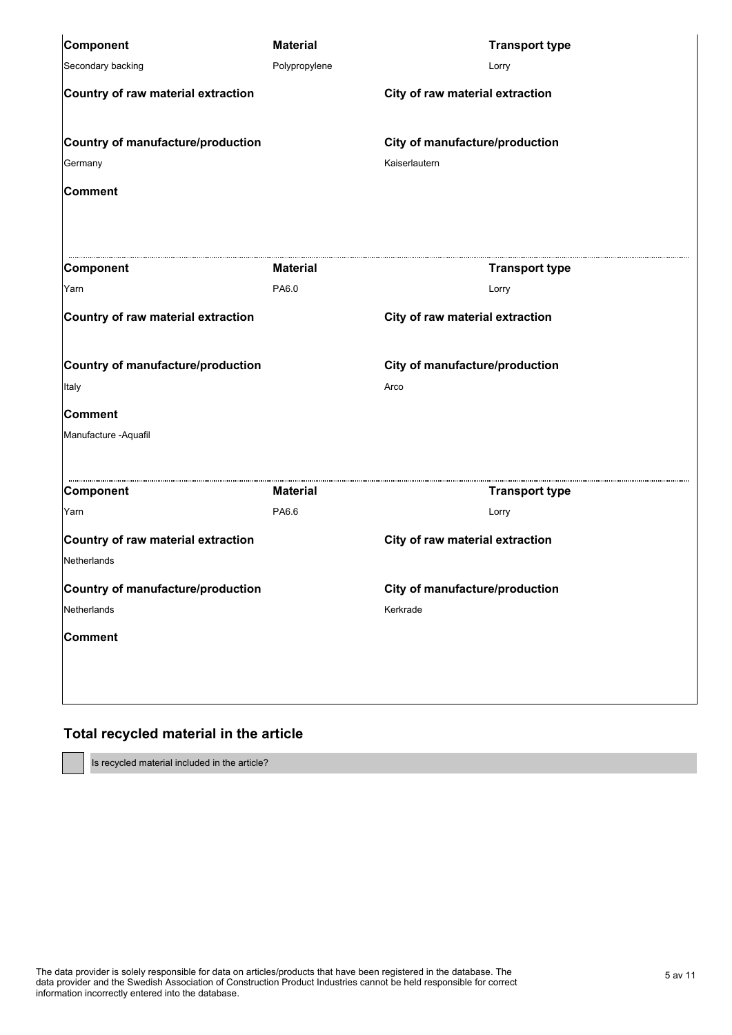| Component | Material | Transport type |
|---|---|---|
| Secondary backing | Polypropylene | Lorry |

| Country of raw material extraction | City of raw material extraction |
|---|---|
| | |

| Country of manufacture/production | City of manufacture/production |
|---|---|
| Germany | Kaiserlautern |

**Comment**

---

| Component | Material | Transport type |
|---|---|---|
| Yarn | PA6.0 | Lorry |

| Country of raw material extraction | City of raw material extraction |
|---|---|
| | |

| Country of manufacture/production | City of manufacture/production |
|---|---|
| Italy | Arco |

**Comment**

Manufacture -Aquafil

---

| Component | Material | Transport type |
|---|---|---|
| Yarn | PA6.6 | Lorry |

| Country of raw material extraction | City of raw material extraction |
|---|---|
| Netherlands | |

| Country of manufacture/production | City of manufacture/production |
|---|---|
| Netherlands | Kerkrade |

**Comment**

## Total recycled material in the article

- [ ] Is recycled material included in the article?

The data provider is solely responsible for data on articles/products that have been registered in the database. The data provider and the Swedish Association of Construction Product Industries cannot be held responsible for correct information incorrectly entered into the database.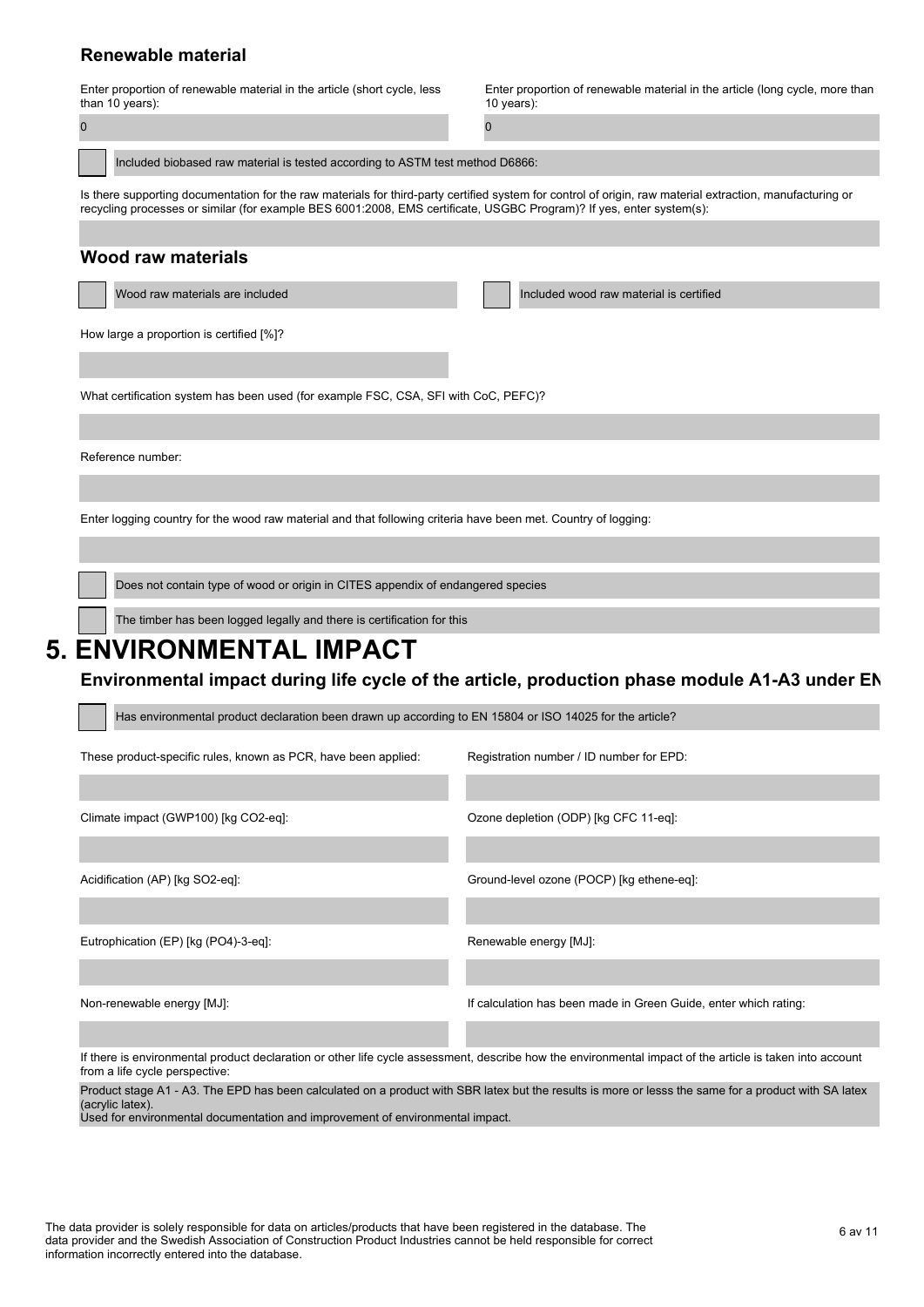### Renewable material

Enter proportion of renewable material in the article (short cycle, less than 10 years):

0

Enter proportion of renewable material in the article (long cycle, more than 10 years):

0

☐ Included biobased raw material is tested according to ASTM test method D6866:

Is there supporting documentation for the raw materials for third-party certified system for control of origin, raw material extraction, manufacturing or recycling processes or similar (for example BES 6001:2008, EMS certificate, USGBC Program)? If yes, enter system(s):

### Wood raw materials

☐ Wood raw materials are included

☐ Included wood raw material is certified

How large a proportion is certified [%]?

What certification system has been used (for example FSC, CSA, SFI with CoC, PEFC)?

Reference number:

Enter logging country for the wood raw material and that following criteria have been met. Country of logging:

☐ Does not contain type of wood or origin in CITES appendix of endangered species

☐ The timber has been logged legally and there is certification for this

# 5. ENVIRONMENTAL IMPACT

### Environmental impact during life cycle of the article, production phase module A1-A3 under EN

☐ Has environmental product declaration been drawn up according to EN 15804 or ISO 14025 for the article?

These product-specific rules, known as PCR, have been applied:

Registration number / ID number for EPD:

Climate impact (GWP100) [kg CO2-eq]:

Ozone depletion (ODP) [kg CFC 11-eq]:

Acidification (AP) [kg SO2-eq]:

Ground-level ozone (POCP) [kg ethene-eq]:

Eutrophication (EP) [kg (PO4)-3-eq]:

Renewable energy [MJ]:

Non-renewable energy [MJ]:

If calculation has been made in Green Guide, enter which rating:

If there is environmental product declaration or other life cycle assessment, describe how the environmental impact of the article is taken into account from a life cycle perspective:

Product stage A1 - A3. The EPD has been calculated on a product with SBR latex but the results is more or lesss the same for a product with SA latex (acrylic latex).
Used for environmental documentation and improvement of environmental impact.

The data provider is solely responsible for data on articles/products that have been registered in the database. The data provider and the Swedish Association of Construction Product Industries cannot be held responsible for correct information incorrectly entered into the database.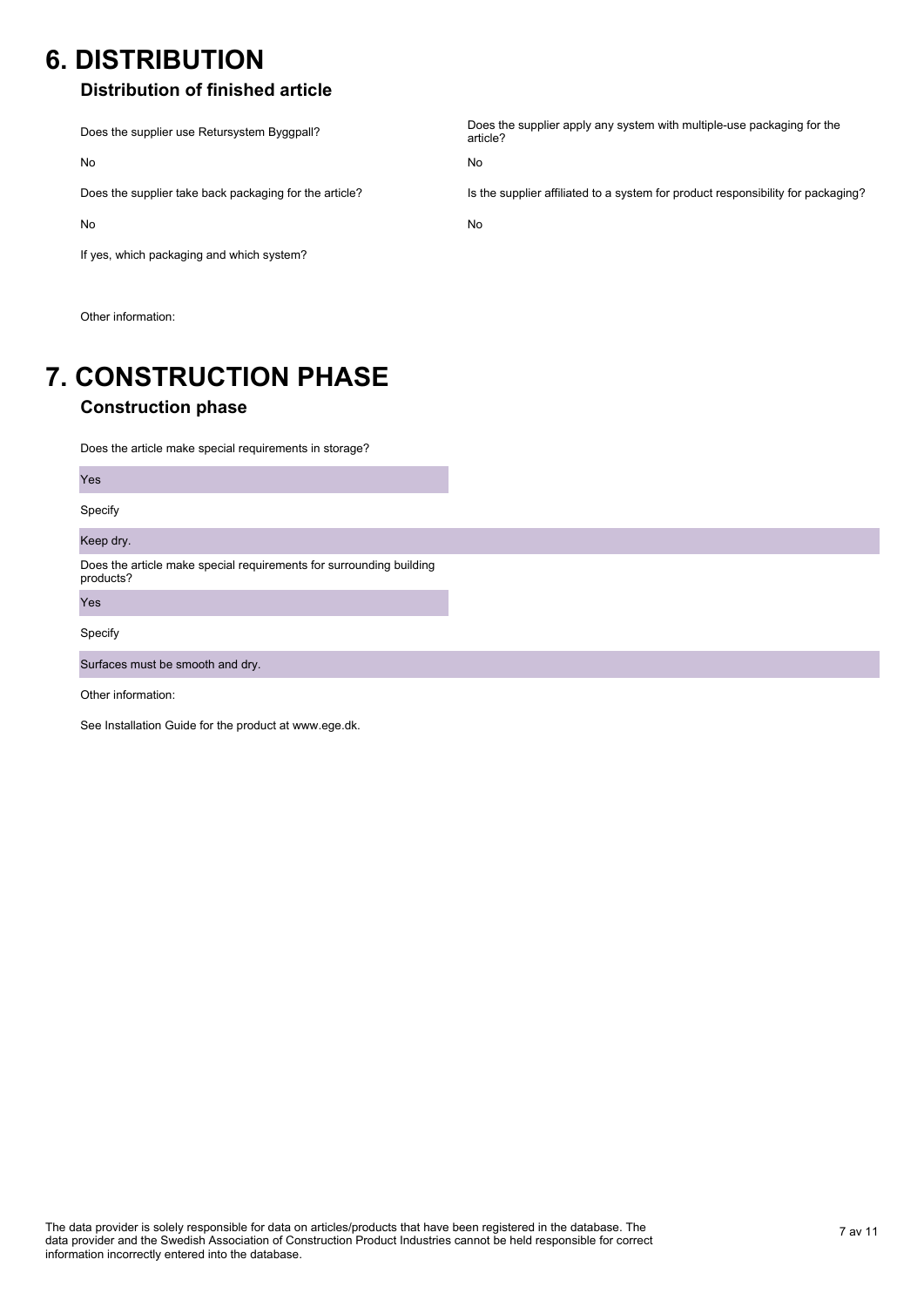# 6. DISTRIBUTION

## Distribution of finished article

Does the supplier use Retursystem Byggpall?

No

Does the supplier take back packaging for the article?

No

If yes, which packaging and which system?

Does the supplier apply any system with multiple-use packaging for the article?

No

Is the supplier affiliated to a system for product responsibility for packaging?

No

Other information:

# 7. CONSTRUCTION PHASE

## Construction phase

Does the article make special requirements in storage?

Yes

Specify

Keep dry.

Does the article make special requirements for surrounding building products?

Yes

Specify

Surfaces must be smooth and dry.

Other information:

See Installation Guide for the product at www.ege.dk.

The data provider is solely responsible for data on articles/products that have been registered in the database. The data provider and the Swedish Association of Construction Product Industries cannot be held responsible for correct information incorrectly entered into the database.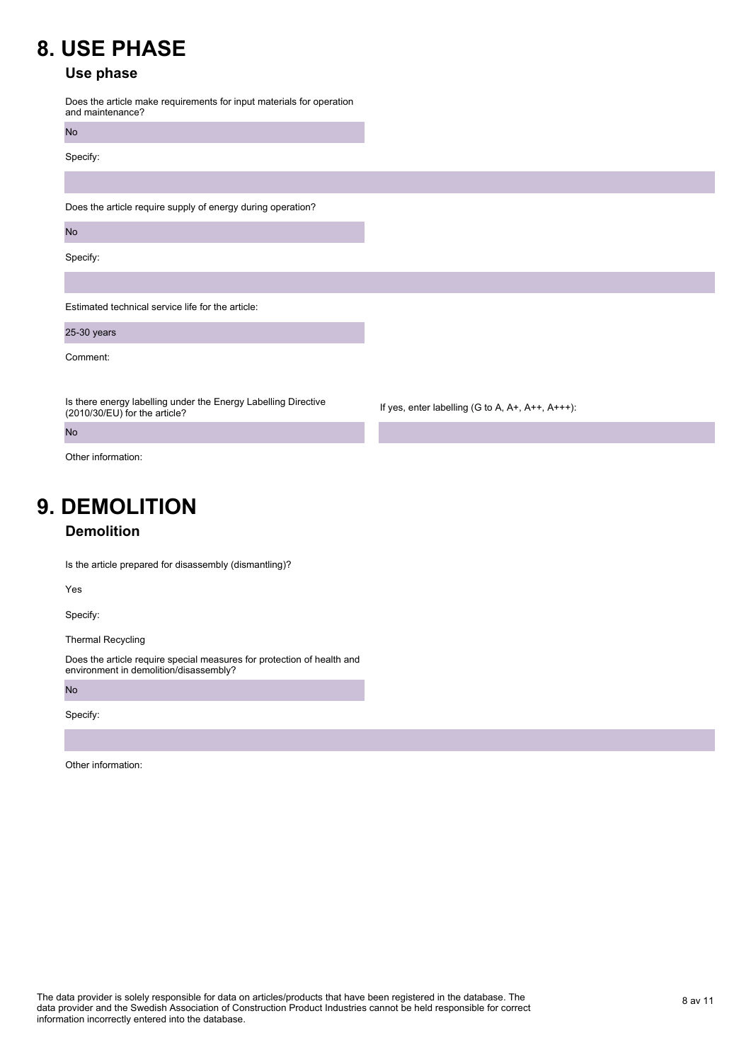# 8. USE PHASE

## Use phase

Does the article make requirements for input materials for operation and maintenance?

No

Specify:

Does the article require supply of energy during operation?

No

Specify:

Estimated technical service life for the article:

25-30 years

Comment:

Is there energy labelling under the Energy Labelling Directive (2010/30/EU) for the article?

No

If yes, enter labelling (G to A, A+, A++, A+++):

Other information:

# 9. DEMOLITION

## Demolition

Is the article prepared for disassembly (dismantling)?

Yes

Specify:

Thermal Recycling

Does the article require special measures for protection of health and environment in demolition/disassembly?

No

Specify:

Other information:

The data provider is solely responsible for data on articles/products that have been registered in the database. The data provider and the Swedish Association of Construction Product Industries cannot be held responsible for correct information incorrectly entered into the database.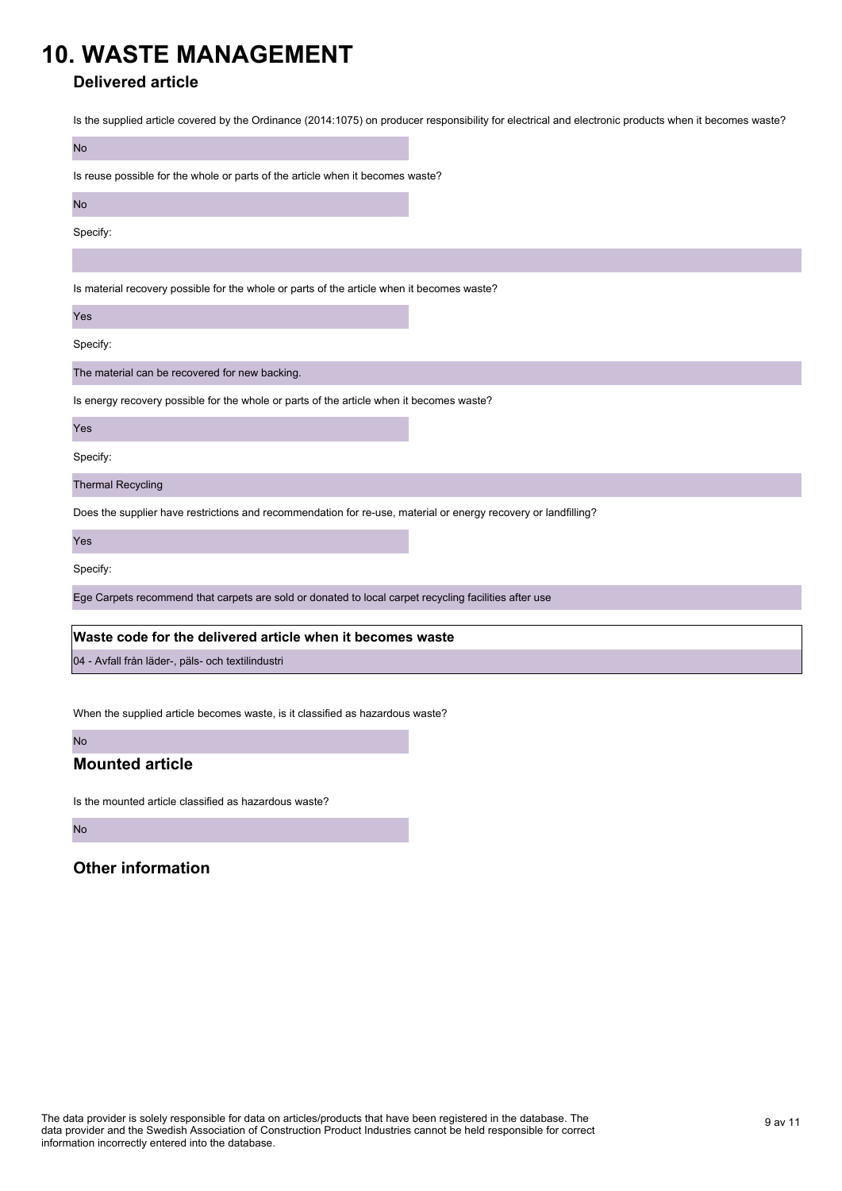# 10. WASTE MANAGEMENT

## Delivered article

Is the supplied article covered by the Ordinance (2014:1075) on producer responsibility for electrical and electronic products when it becomes waste?

No

Is reuse possible for the whole or parts of the article when it becomes waste?

No

Specify:

Is material recovery possible for the whole or parts of the article when it becomes waste?

Yes

Specify:

The material can be recovered for new backing.

Is energy recovery possible for the whole or parts of the article when it becomes waste?

Yes

Specify:

Thermal Recycling

Does the supplier have restrictions and recommendation for re-use, material or energy recovery or landfilling?

Yes

Specify:

Ege Carpets recommend that carpets are sold or donated to local carpet recycling facilities after use

**Waste code for the delivered article when it becomes waste**

04 - Avfall från läder-, päls- och textilindustri

When the supplied article becomes waste, is it classified as hazardous waste?

No

## Mounted article

Is the mounted article classified as hazardous waste?

No

## Other information

The data provider is solely responsible for data on articles/products that have been registered in the database. The data provider and the Swedish Association of Construction Product Industries cannot be held responsible for correct information incorrectly entered into the database.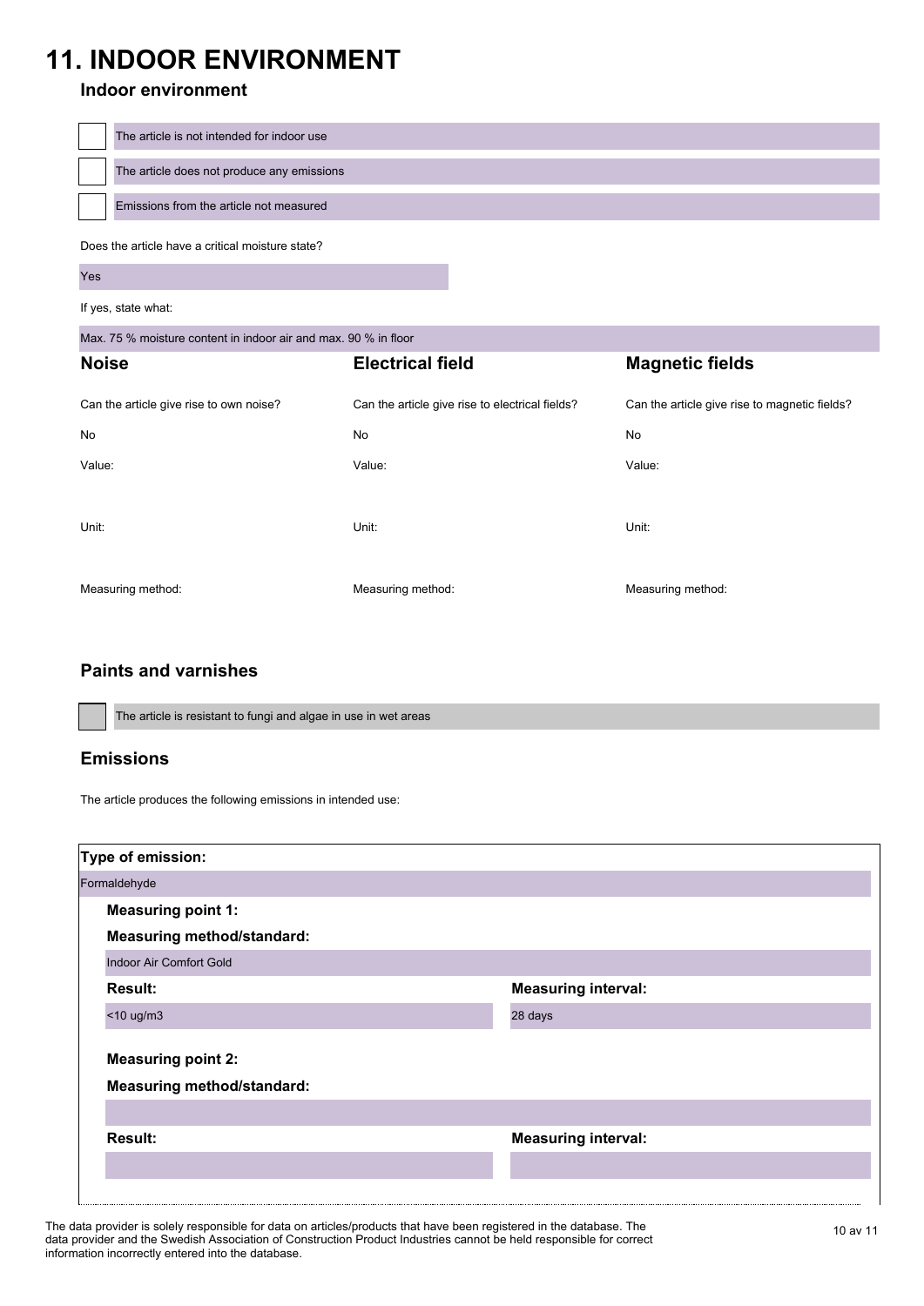# 11. INDOOR ENVIRONMENT

## Indoor environment

- [ ] The article is not intended for indoor use
- [ ] The article does not produce any emissions
- [ ] Emissions from the article not measured

Does the article have a critical moisture state?

Yes

If yes, state what:

Max. 75 % moisture content in indoor air and max. 90 % in floor

| Noise | Electrical field | Magnetic fields |
| --- | --- | --- |
| Can the article give rise to own noise? | Can the article give rise to electrical fields? | Can the article give rise to magnetic fields? |
| No | No | No |
| Value: | Value: | Value: |
| Unit: | Unit: | Unit: |
| Measuring method: | Measuring method: | Measuring method: |

## Paints and varnishes

- [ ] The article is resistant to fungi and algae in use in wet areas

## Emissions

The article produces the following emissions in intended use:

**Type of emission:**

Formaldehyde

**Measuring point 1:**

**Measuring method/standard:**

Indoor Air Comfort Gold

| **Result:** | **Measuring interval:** |
| --- | --- |
| <10 ug/m3 | 28 days |

**Measuring point 2:**

**Measuring method/standard:**

| **Result:** | **Measuring interval:** |
| --- | --- |
| | |

The data provider is solely responsible for data on articles/products that have been registered in the database. The data provider and the Swedish Association of Construction Product Industries cannot be held responsible for correct information incorrectly entered into the database.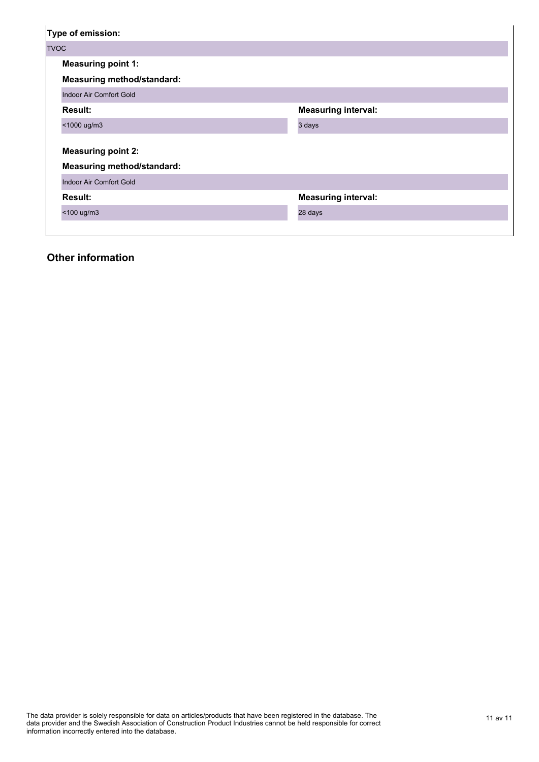**Type of emission:**

TVOC

**Measuring point 1:**

**Measuring method/standard:**

Indoor Air Comfort Gold

| Result: | Measuring interval: |
| --- | --- |
| <1000 ug/m3 | 3 days |

**Measuring point 2:**

**Measuring method/standard:**

Indoor Air Comfort Gold

| Result: | Measuring interval: |
| --- | --- |
| <100 ug/m3 | 28 days |

## Other information

The data provider is solely responsible for data on articles/products that have been registered in the database. The data provider and the Swedish Association of Construction Product Industries cannot be held responsible for correct information incorrectly entered into the database.